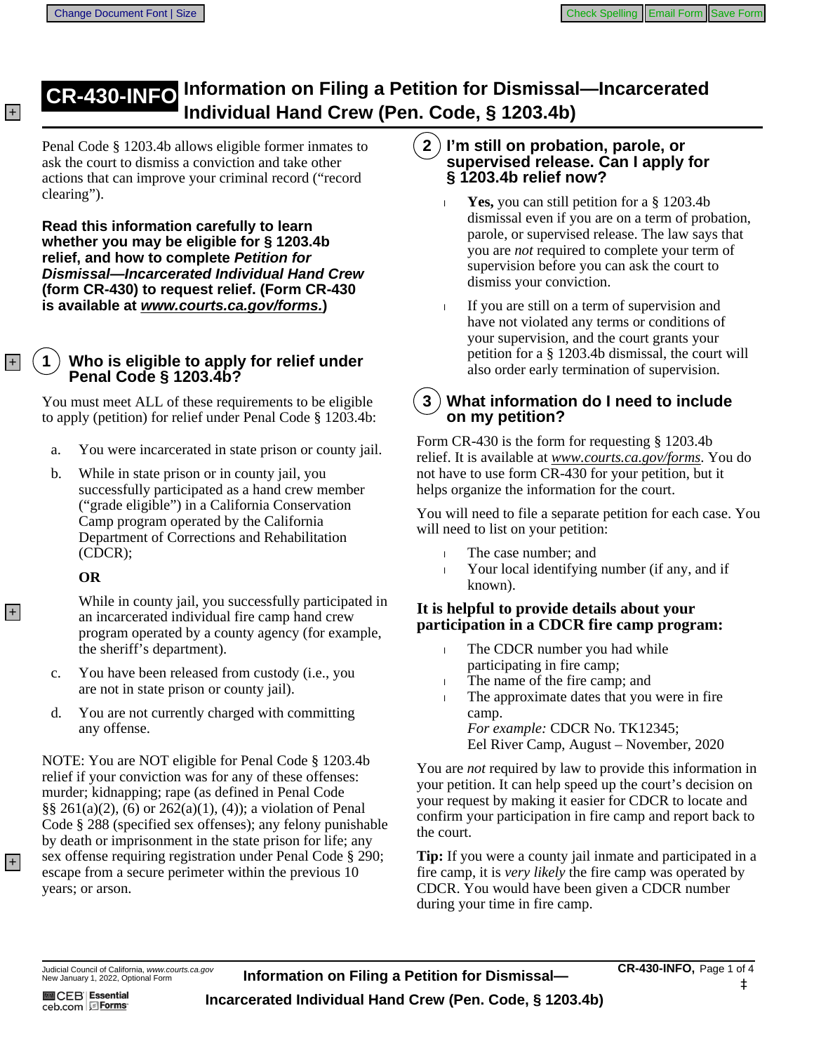# CR-430-INFO Information on Filing a Petition for Dismissal—Incarcerated Individual Hand Crew (Pen. Code, § 1203.4b)

Penal Code § 1203.4b allows eligible former inmates to ask the court to dismiss a conviction and take other actions that can improve your criminal record ("record clearing").

**Read this information carefully to learn whether you may be eligible for § 1203.4b relief, and how to complete *Petition for Dismissal—Incarcerated Individual Hand Crew* (form CR-430) to request relief. (Form CR-430 is available at *www.courts.ca.gov/forms.*)**

## 1 Who is eligible to apply for relief under Penal Code § 1203.4b?

You must meet ALL of these requirements to be eligible to apply (petition) for relief under Penal Code § 1203.4b:

a. You were incarcerated in state prison or county jail.

b. While in state prison or in county jail, you successfully participated as a hand crew member ("grade eligible") in a California Conservation Camp program operated by the California Department of Corrections and Rehabilitation (CDCR);

   **OR**

   While in county jail, you successfully participated in an incarcerated individual fire camp hand crew program operated by a county agency (for example, the sheriff's department).

c. You have been released from custody (i.e., you are not in state prison or county jail).

d. You are not currently charged with committing any offense.

NOTE: You are NOT eligible for Penal Code § 1203.4b relief if your conviction was for any of these offenses: murder; kidnapping; rape (as defined in Penal Code §§ 261(a)(2), (6) or 262(a)(1), (4)); a violation of Penal Code § 288 (specified sex offenses); any felony punishable by death or imprisonment in the state prison for life; any sex offense requiring registration under Penal Code § 290; escape from a secure perimeter within the previous 10 years; or arson.

## 2 I'm still on probation, parole, or supervised release. Can I apply for § 1203.4b relief now?

- **Yes,** you can still petition for a § 1203.4b dismissal even if you are on a term of probation, parole, or supervised release. The law says that you are *not* required to complete your term of supervision before you can ask the court to dismiss your conviction.
- If you are still on a term of supervision and have not violated any terms or conditions of your supervision, and the court grants your petition for a § 1203.4b dismissal, the court will also order early termination of supervision.

## 3 What information do I need to include on my petition?

Form CR-430 is the form for requesting § 1203.4b relief. It is available at *www.courts.ca.gov/forms*. You do not have to use form CR-430 for your petition, but it helps organize the information for the court.

You will need to file a separate petition for each case. You will need to list on your petition:

- The case number; and
- Your local identifying number (if any, and if known).

**It is helpful to provide details about your participation in a CDCR fire camp program:**

- The CDCR number you had while participating in fire camp;
- The name of the fire camp; and
- The approximate dates that you were in fire camp.
  *For example:* CDCR No. TK12345;
  Eel River Camp, August – November, 2020

You are *not* required by law to provide this information in your petition. It can help speed up the court's decision on your request by making it easier for CDCR to locate and confirm your participation in fire camp and report back to the court.

**Tip:** If you were a county jail inmate and participated in a fire camp, it is *very likely* the fire camp was operated by CDCR. You would have been given a CDCR number during your time in fire camp.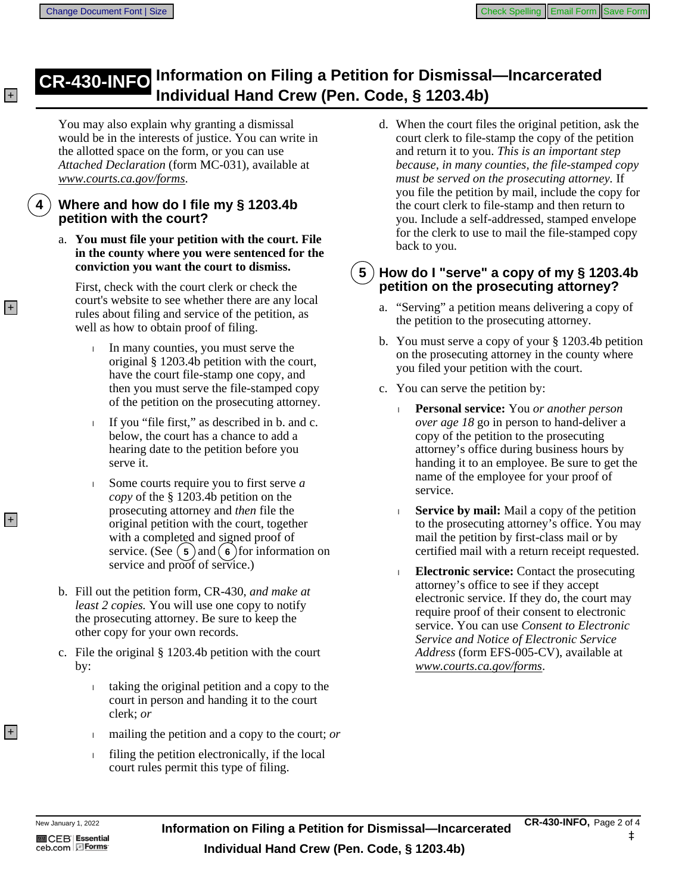# CR-430-INFO Information on Filing a Petition for Dismissal—Incarcerated Individual Hand Crew (Pen. Code, § 1203.4b)

You may also explain why granting a dismissal would be in the interests of justice. You can write in the allotted space on the form, or you can use *Attached Declaration* (form MC-031), available at *www.courts.ca.gov/forms*.

## 4 Where and how do I file my § 1203.4b petition with the court?

a. **You must file your petition with the court. File in the county where you were sentenced for the conviction you want the court to dismiss.**

First, check with the court clerk or check the court's website to see whether there are any local rules about filing and service of the petition, as well as how to obtain proof of filing.

- In many counties, you must serve the original § 1203.4b petition with the court, have the court file-stamp one copy, and then you must serve the file-stamped copy of the petition on the prosecuting attorney.
- If you "file first," as described in b. and c. below, the court has a chance to add a hearing date to the petition before you serve it.
- Some courts require you to first serve *a copy* of the § 1203.4b petition on the prosecuting attorney and *then* file the original petition with the court, together with a completed and signed proof of service. (See 5 and 6 for information on service and proof of service.)

b. Fill out the petition form, CR-430, *and make at least 2 copies.* You will use one copy to notify the prosecuting attorney. Be sure to keep the other copy for your own records.

c. File the original § 1203.4b petition with the court by:

- taking the original petition and a copy to the court in person and handing it to the court clerk; *or*
- mailing the petition and a copy to the court; *or*
- filing the petition electronically, if the local court rules permit this type of filing.

d. When the court files the original petition, ask the court clerk to file-stamp the copy of the petition and return it to you. *This is an important step because, in many counties, the file-stamped copy must be served on the prosecuting attorney.* If you file the petition by mail, include the copy for the court clerk to file-stamp and then return to you. Include a self-addressed, stamped envelope for the clerk to use to mail the file-stamped copy back to you.

## 5 How do I "serve" a copy of my § 1203.4b petition on the prosecuting attorney?

a. "Serving" a petition means delivering a copy of the petition to the prosecuting attorney.

b. You must serve a copy of your § 1203.4b petition on the prosecuting attorney in the county where you filed your petition with the court.

c. You can serve the petition by:

- **Personal service:** You *or another person over age 18* go in person to hand-deliver a copy of the petition to the prosecuting attorney's office during business hours by handing it to an employee. Be sure to get the name of the employee for your proof of service.
- **Service by mail:** Mail a copy of the petition to the prosecuting attorney's office. You may mail the petition by first-class mail or by certified mail with a return receipt requested.
- **Electronic service:** Contact the prosecuting attorney's office to see if they accept electronic service. If they do, the court may require proof of their consent to electronic service. You can use *Consent to Electronic Service and Notice of Electronic Service Address* (form EFS-005-CV), available at *www.courts.ca.gov/forms*.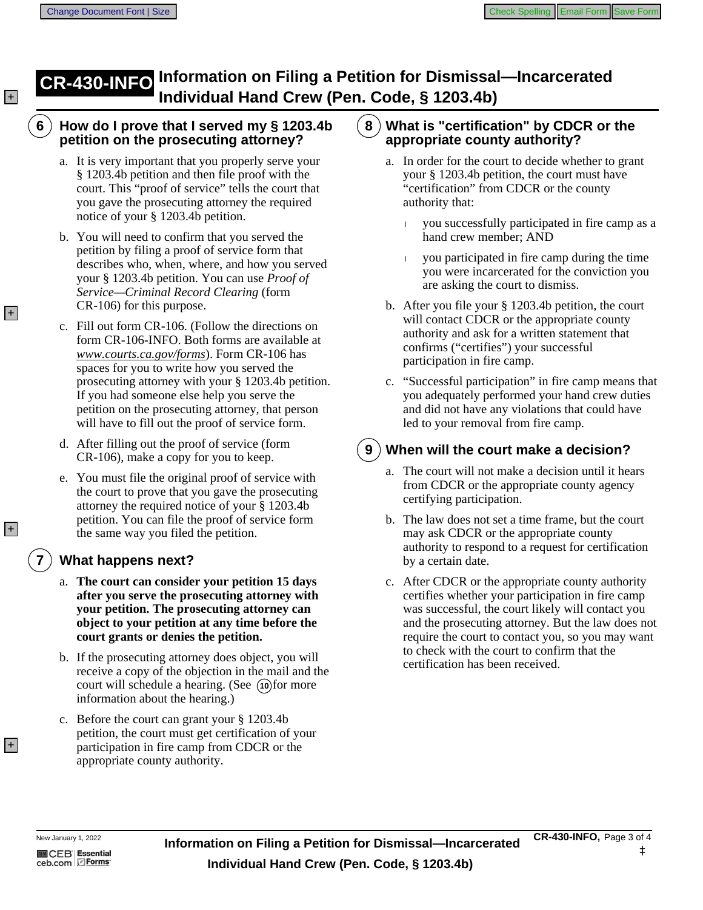# CR-430-INFO Information on Filing a Petition for Dismissal—Incarcerated Individual Hand Crew (Pen. Code, § 1203.4b)

## 6 How do I prove that I served my § 1203.4b petition on the prosecuting attorney?

a. It is very important that you properly serve your § 1203.4b petition and then file proof with the court. This "proof of service" tells the court that you gave the prosecuting attorney the required notice of your § 1203.4b petition.

b. You will need to confirm that you served the petition by filing a proof of service form that describes who, when, where, and how you served your § 1203.4b petition. You can use *Proof of Service—Criminal Record Clearing* (form CR-106) for this purpose.

c. Fill out form CR-106. (Follow the directions on form CR-106-INFO. Both forms are available at *www.courts.ca.gov/forms*). Form CR-106 has spaces for you to write how you served the prosecuting attorney with your § 1203.4b petition. If you had someone else help you serve the petition on the prosecuting attorney, that person will have to fill out the proof of service form.

d. After filling out the proof of service (form CR-106), make a copy for you to keep.

e. You must file the original proof of service with the court to prove that you gave the prosecuting attorney the required notice of your § 1203.4b petition. You can file the proof of service form the same way you filed the petition.

## 7 What happens next?

a. **The court can consider your petition 15 days after you serve the prosecuting attorney with your petition. The prosecuting attorney can object to your petition at any time before the court grants or denies the petition.**

b. If the prosecuting attorney does object, you will receive a copy of the objection in the mail and the court will schedule a hearing. (See 10 for more information about the hearing.)

c. Before the court can grant your § 1203.4b petition, the court must get certification of your participation in fire camp from CDCR or the appropriate county authority.

## 8 What is "certification" by CDCR or the appropriate county authority?

a. In order for the court to decide whether to grant your § 1203.4b petition, the court must have "certification" from CDCR or the county authority that:

- you successfully participated in fire camp as a hand crew member; AND
- you participated in fire camp during the time you were incarcerated for the conviction you are asking the court to dismiss.

b. After you file your § 1203.4b petition, the court will contact CDCR or the appropriate county authority and ask for a written statement that confirms ("certifies") your successful participation in fire camp.

c. "Successful participation" in fire camp means that you adequately performed your hand crew duties and did not have any violations that could have led to your removal from fire camp.

## 9 When will the court make a decision?

a. The court will not make a decision until it hears from CDCR or the appropriate county agency certifying participation.

b. The law does not set a time frame, but the court may ask CDCR or the appropriate county authority to respond to a request for certification by a certain date.

c. After CDCR or the appropriate county authority certifies whether your participation in fire camp was successful, the court likely will contact you and the prosecuting attorney. But the law does not require the court to contact you, so you may want to check with the court to confirm that the certification has been received.

New January 1, 2022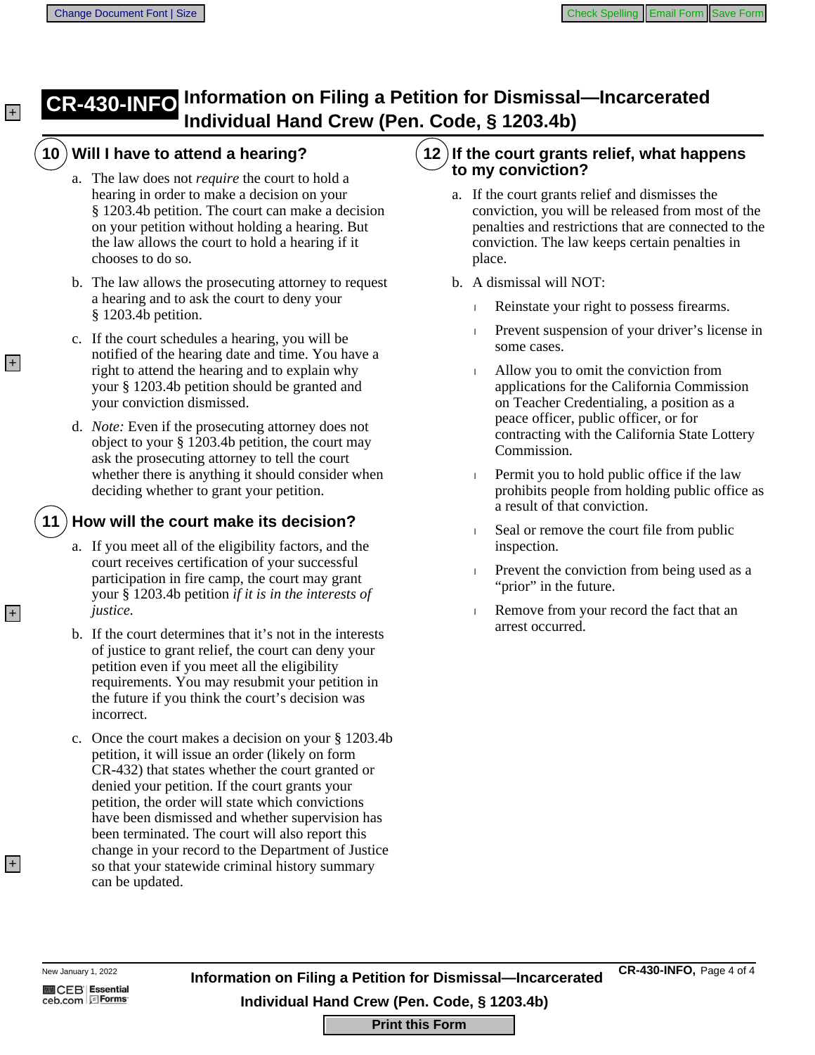# CR-430-INFO Information on Filing a Petition for Dismissal—Incarcerated Individual Hand Crew (Pen. Code, § 1203.4b)

## 10 Will I have to attend a hearing?

a. The law does not *require* the court to hold a hearing in order to make a decision on your § 1203.4b petition. The court can make a decision on your petition without holding a hearing. But the law allows the court to hold a hearing if it chooses to do so.

b. The law allows the prosecuting attorney to request a hearing and to ask the court to deny your § 1203.4b petition.

c. If the court schedules a hearing, you will be notified of the hearing date and time. You have a right to attend the hearing and to explain why your § 1203.4b petition should be granted and your conviction dismissed.

d. *Note:* Even if the prosecuting attorney does not object to your § 1203.4b petition, the court may ask the prosecuting attorney to tell the court whether there is anything it should consider when deciding whether to grant your petition.

## 11 How will the court make its decision?

a. If you meet all of the eligibility factors, and the court receives certification of your successful participation in fire camp, the court may grant your § 1203.4b petition *if it is in the interests of justice.*

b. If the court determines that it's not in the interests of justice to grant relief, the court can deny your petition even if you meet all the eligibility requirements. You may resubmit your petition in the future if you think the court's decision was incorrect.

c. Once the court makes a decision on your § 1203.4b petition, it will issue an order (likely on form CR-432) that states whether the court granted or denied your petition. If the court grants your petition, the order will state which convictions have been dismissed and whether supervision has been terminated. The court will also report this change in your record to the Department of Justice so that your statewide criminal history summary can be updated.

## 12 If the court grants relief, what happens to my conviction?

a. If the court grants relief and dismisses the conviction, you will be released from most of the penalties and restrictions that are connected to the conviction. The law keeps certain penalties in place.

b. A dismissal will NOT:

- Reinstate your right to possess firearms.
- Prevent suspension of your driver's license in some cases.
- Allow you to omit the conviction from applications for the California Commission on Teacher Credentialing, a position as a peace officer, public officer, or for contracting with the California State Lottery Commission.
- Permit you to hold public office if the law prohibits people from holding public office as a result of that conviction.
- Seal or remove the court file from public inspection.
- Prevent the conviction from being used as a "prior" in the future.
- Remove from your record the fact that an arrest occurred.